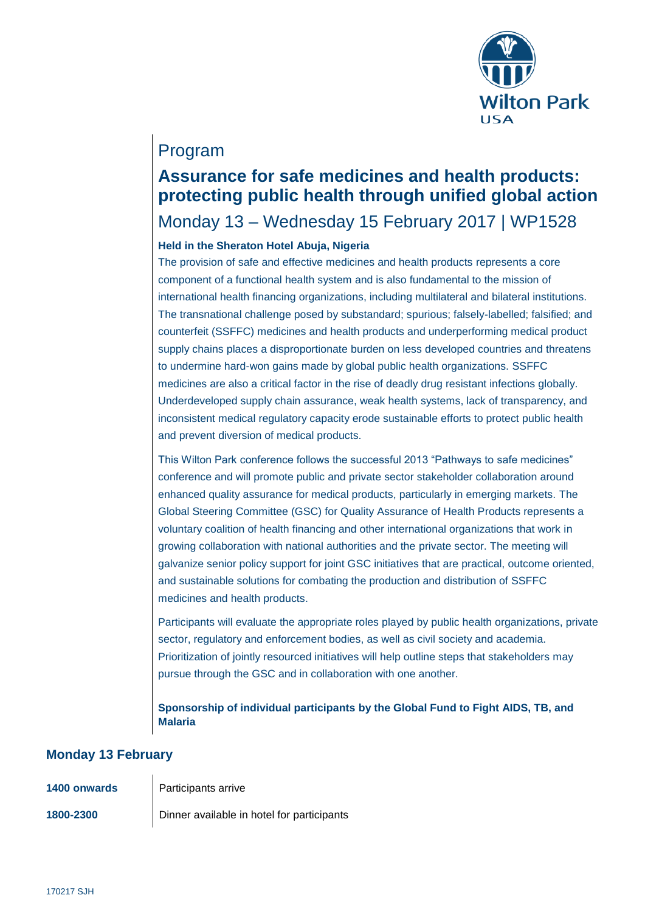# Program

## Assurance for safe medicines and health products: protecting public health through unified global action

Monday 13 – Wednesday 15 February 2017 | WP1528

**Held in the Sheraton Hotel Abuja, Nigeria**

The provision of safe and effective medicines and health products represents a core component of a functional health system and is also fundamental to the mission of international health financing organizations, including multilateral and bilateral institutions. The transnational challenge posed by substandard; spurious; falsely-labelled; falsified; and counterfeit (SSFFC) medicines and health products and underperforming medical product supply chains places a disproportionate burden on less developed countries and threatens to undermine hard-won gains made by global public health organizations. SSFFC medicines are also a critical factor in the rise of deadly drug resistant infections globally. Underdeveloped supply chain assurance, weak health systems, lack of transparency, and inconsistent medical regulatory capacity erode sustainable efforts to protect public health and prevent diversion of medical products.

This Wilton Park conference follows the successful 2013 "Pathways to safe medicines" conference and will promote public and private sector stakeholder collaboration around enhanced quality assurance for medical products, particularly in emerging markets. The Global Steering Committee (GSC) for Quality Assurance of Health Products represents a voluntary coalition of health financing and other international organizations that work in growing collaboration with national authorities and the private sector. The meeting will galvanize senior policy support for joint GSC initiatives that are practical, outcome oriented, and sustainable solutions for combating the production and distribution of SSFFC medicines and health products.

Participants will evaluate the appropriate roles played by public health organizations, private sector, regulatory and enforcement bodies, as well as civil society and academia. Prioritization of jointly resourced initiatives will help outline steps that stakeholders may pursue through the GSC and in collaboration with one another.

**Sponsorship of individual participants by the Global Fund to Fight AIDS, TB, and Malaria**

### Monday 13 February

| | |
|---|---|
| **1400 onwards** | Participants arrive |
| **1800-2300** | Dinner available in hotel for participants |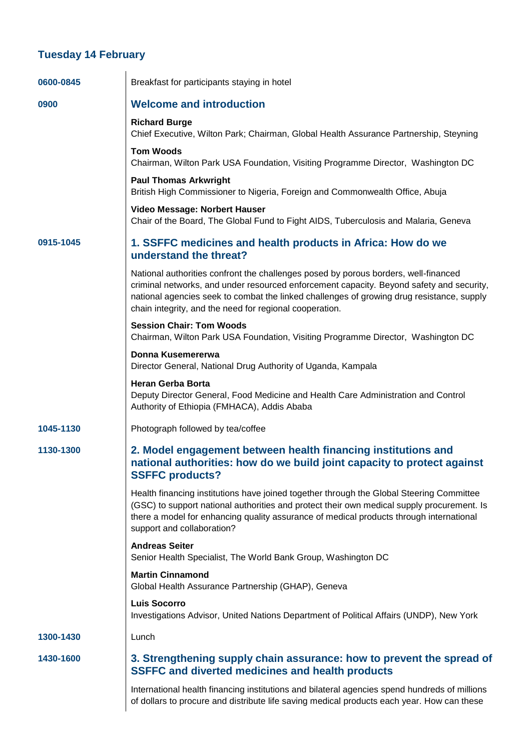## Tuesday 14 February

**0600-0845**

Breakfast for participants staying in hotel

**0900**

### Welcome and introduction

**Richard Burge**
Chief Executive, Wilton Park; Chairman, Global Health Assurance Partnership, Steyning

**Tom Woods**
Chairman, Wilton Park USA Foundation, Visiting Programme Director, Washington DC

**Paul Thomas Arkwright**
British High Commissioner to Nigeria, Foreign and Commonwealth Office, Abuja

**Video Message: Norbert Hauser**
Chair of the Board, The Global Fund to Fight AIDS, Tuberculosis and Malaria, Geneva

**0915-1045**

### 1. SSFFC medicines and health products in Africa: How do we understand the threat?

National authorities confront the challenges posed by porous borders, well-financed criminal networks, and under resourced enforcement capacity. Beyond safety and security, national agencies seek to combat the linked challenges of growing drug resistance, supply chain integrity, and the need for regional cooperation.

**Session Chair: Tom Woods**
Chairman, Wilton Park USA Foundation, Visiting Programme Director, Washington DC

**Donna Kusemererwa**
Director General, National Drug Authority of Uganda, Kampala

**Heran Gerba Borta**
Deputy Director General, Food Medicine and Health Care Administration and Control Authority of Ethiopia (FMHACA), Addis Ababa

**1045-1130**

Photograph followed by tea/coffee

**1130-1300**

### 2. Model engagement between health financing institutions and national authorities: how do we build joint capacity to protect against SSFFC products?

Health financing institutions have joined together through the Global Steering Committee (GSC) to support national authorities and protect their own medical supply procurement. Is there a model for enhancing quality assurance of medical products through international support and collaboration?

**Andreas Seiter**
Senior Health Specialist, The World Bank Group, Washington DC

**Martin Cinnamond**
Global Health Assurance Partnership (GHAP), Geneva

**Luis Socorro**
Investigations Advisor, United Nations Department of Political Affairs (UNDP), New York

**1300-1430**

Lunch

**1430-1600**

### 3. Strengthening supply chain assurance: how to prevent the spread of SSFFC and diverted medicines and health products

International health financing institutions and bilateral agencies spend hundreds of millions of dollars to procure and distribute life saving medical products each year. How can these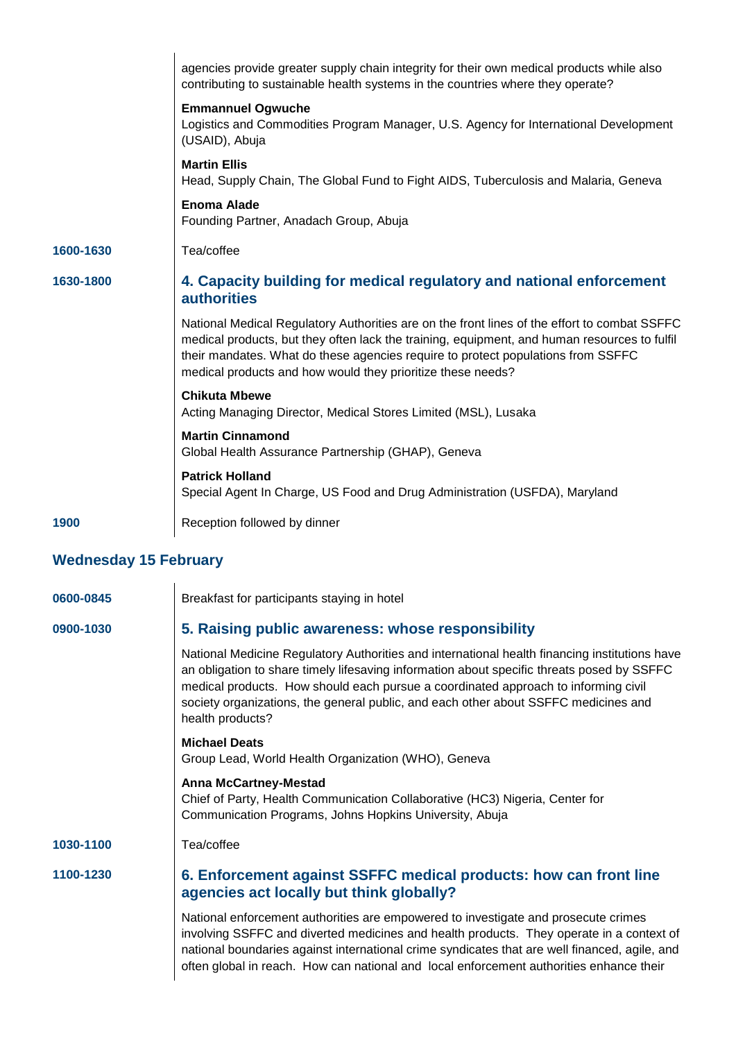agencies provide greater supply chain integrity for their own medical products while also contributing to sustainable health systems in the countries where they operate?

**Emmannuel Ogwuche**
Logistics and Commodities Program Manager, U.S. Agency for International Development (USAID), Abuja

**Martin Ellis**
Head, Supply Chain, The Global Fund to Fight AIDS, Tuberculosis and Malaria, Geneva

**Enoma Alade**
Founding Partner, Anadach Group, Abuja

**1600-1630** Tea/coffee

**1630-1800**

### 4. Capacity building for medical regulatory and national enforcement authorities

National Medical Regulatory Authorities are on the front lines of the effort to combat SSFFC medical products, but they often lack the training, equipment, and human resources to fulfil their mandates. What do these agencies require to protect populations from SSFFC medical products and how would they prioritize these needs?

**Chikuta Mbewe**
Acting Managing Director, Medical Stores Limited (MSL), Lusaka

**Martin Cinnamond**
Global Health Assurance Partnership (GHAP), Geneva

**Patrick Holland**
Special Agent In Charge, US Food and Drug Administration (USFDA), Maryland

**1900** Reception followed by dinner

## Wednesday 15 February

**0600-0845** Breakfast for participants staying in hotel

**0900-1030**

### 5. Raising public awareness: whose responsibility

National Medicine Regulatory Authorities and international health financing institutions have an obligation to share timely lifesaving information about specific threats posed by SSFFC medical products. How should each pursue a coordinated approach to informing civil society organizations, the general public, and each other about SSFFC medicines and health products?

**Michael Deats**
Group Lead, World Health Organization (WHO), Geneva

**Anna McCartney-Mestad**
Chief of Party, Health Communication Collaborative (HC3) Nigeria, Center for Communication Programs, Johns Hopkins University, Abuja

**1030-1100** Tea/coffee

**1100-1230**

### 6. Enforcement against SSFFC medical products: how can front line agencies act locally but think globally?

National enforcement authorities are empowered to investigate and prosecute crimes involving SSFFC and diverted medicines and health products. They operate in a context of national boundaries against international crime syndicates that are well financed, agile, and often global in reach. How can national and local enforcement authorities enhance their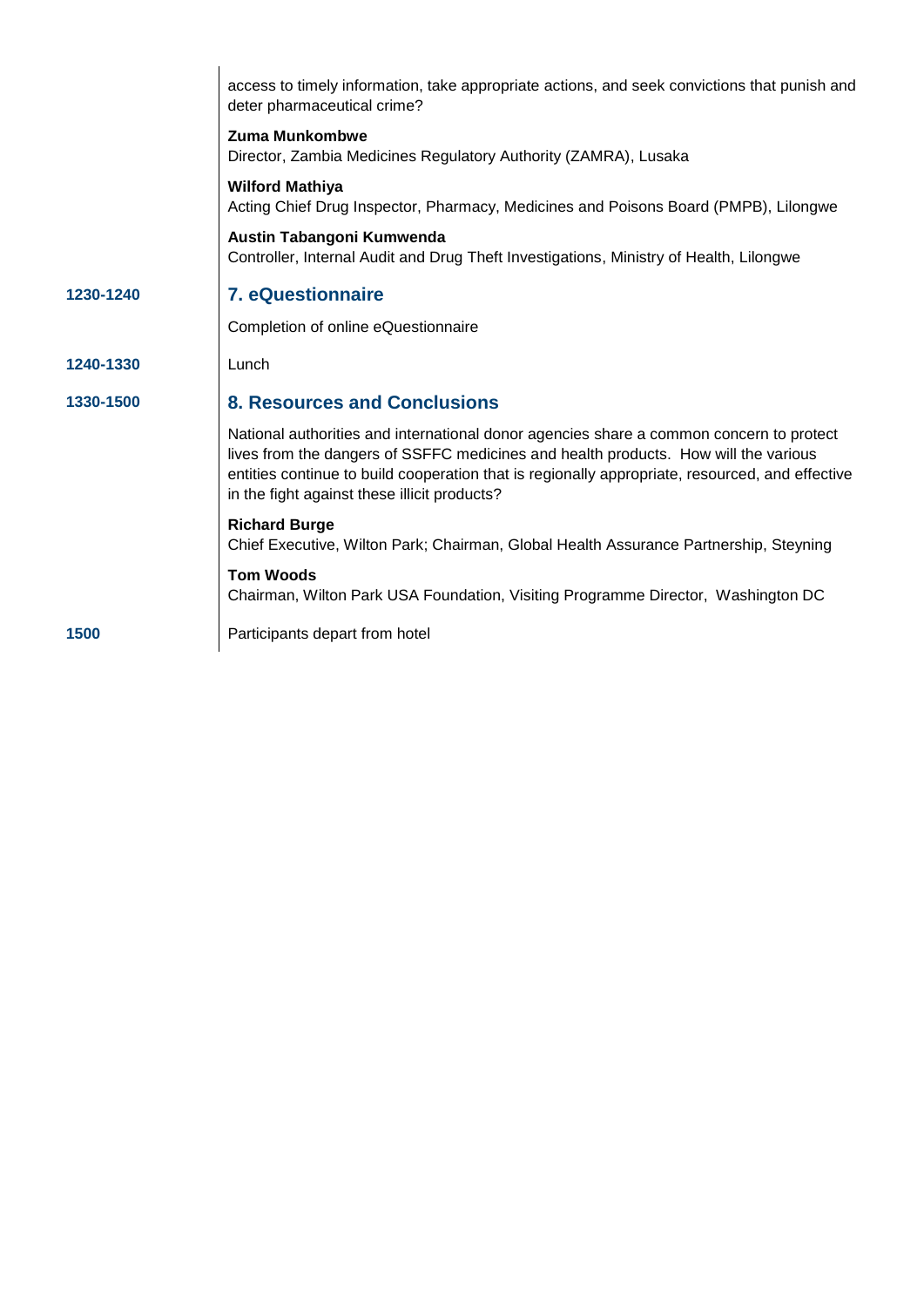access to timely information, take appropriate actions, and seek convictions that punish and deter pharmaceutical crime?

**Zuma Munkombwe**
Director, Zambia Medicines Regulatory Authority (ZAMRA), Lusaka

**Wilford Mathiya**
Acting Chief Drug Inspector, Pharmacy, Medicines and Poisons Board (PMPB), Lilongwe

**Austin Tabangoni Kumwenda**
Controller, Internal Audit and Drug Theft Investigations, Ministry of Health, Lilongwe

**1230-1240**

## 7. eQuestionnaire

Completion of online eQuestionnaire

**1240-1330**

Lunch

**1330-1500**

## 8. Resources and Conclusions

National authorities and international donor agencies share a common concern to protect lives from the dangers of SSFFC medicines and health products. How will the various entities continue to build cooperation that is regionally appropriate, resourced, and effective in the fight against these illicit products?

**Richard Burge**
Chief Executive, Wilton Park; Chairman, Global Health Assurance Partnership, Steyning

**Tom Woods**
Chairman, Wilton Park USA Foundation, Visiting Programme Director, Washington DC

**1500**

Participants depart from hotel